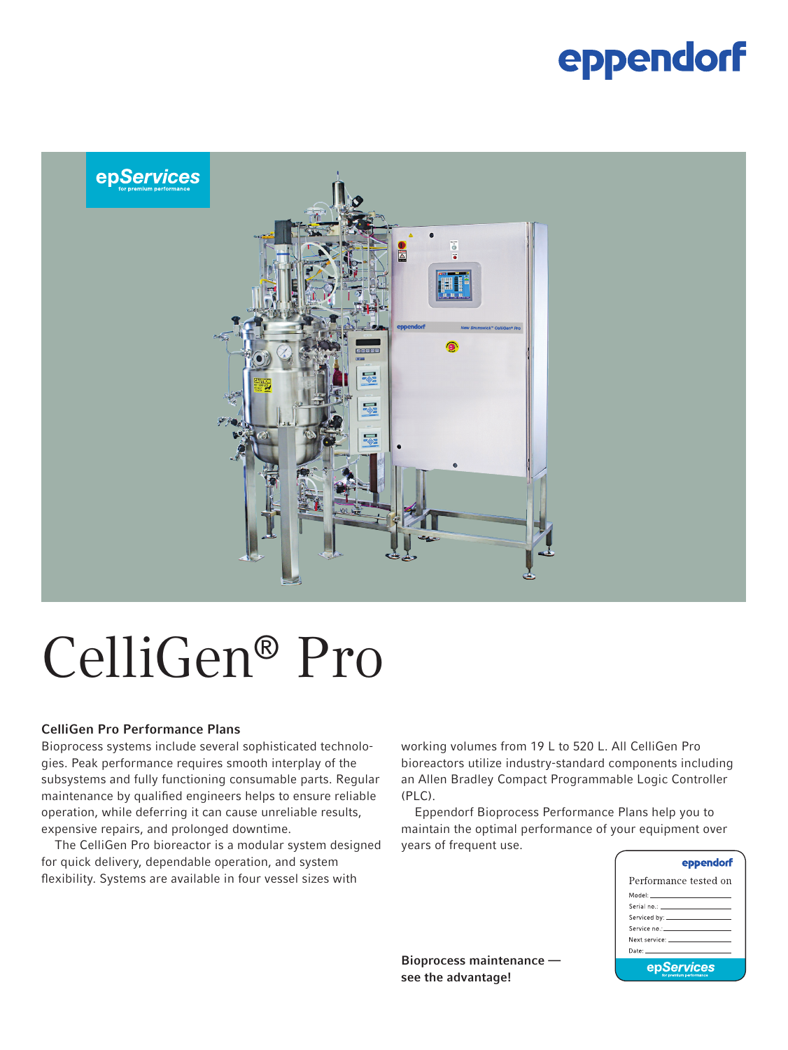# CelliGen® Pro

## CelliGen Pro Performance Plans

Bioprocess systems include several sophisticated technologies. Peak performance requires smooth interplay of the subsystems and fully functioning consumable parts. Regular maintenance by qualified engineers helps to ensure reliable operation, while deferring it can cause unreliable results, expensive repairs, and prolonged downtime.

The CelliGen Pro bioreactor is a modular system designed for quick delivery, dependable operation, and system flexibility. Systems are available in four vessel sizes with working volumes from 19 L to 520 L. All CelliGen Pro bioreactors utilize industry-standard components including an Allen Bradley Compact Programmable Logic Controller (PLC).

Eppendorf Bioprocess Performance Plans help you to maintain the optimal performance of your equipment over years of frequent use.

**Bioprocess maintenance — see the advantage!**

eppendorf

Performance tested on

Model: \_\_\_\_\_\_\_\_\_\_\_\_

Serial no.: \_\_\_\_\_\_\_\_\_\_\_\_

Serviced by: \_\_\_\_\_\_\_\_\_\_\_\_

Service no.: \_\_\_\_\_\_\_\_\_\_\_\_

Next service: \_\_\_\_\_\_\_\_\_\_\_\_

Date: \_\_\_\_\_\_\_\_\_\_\_\_

epServices for premium performance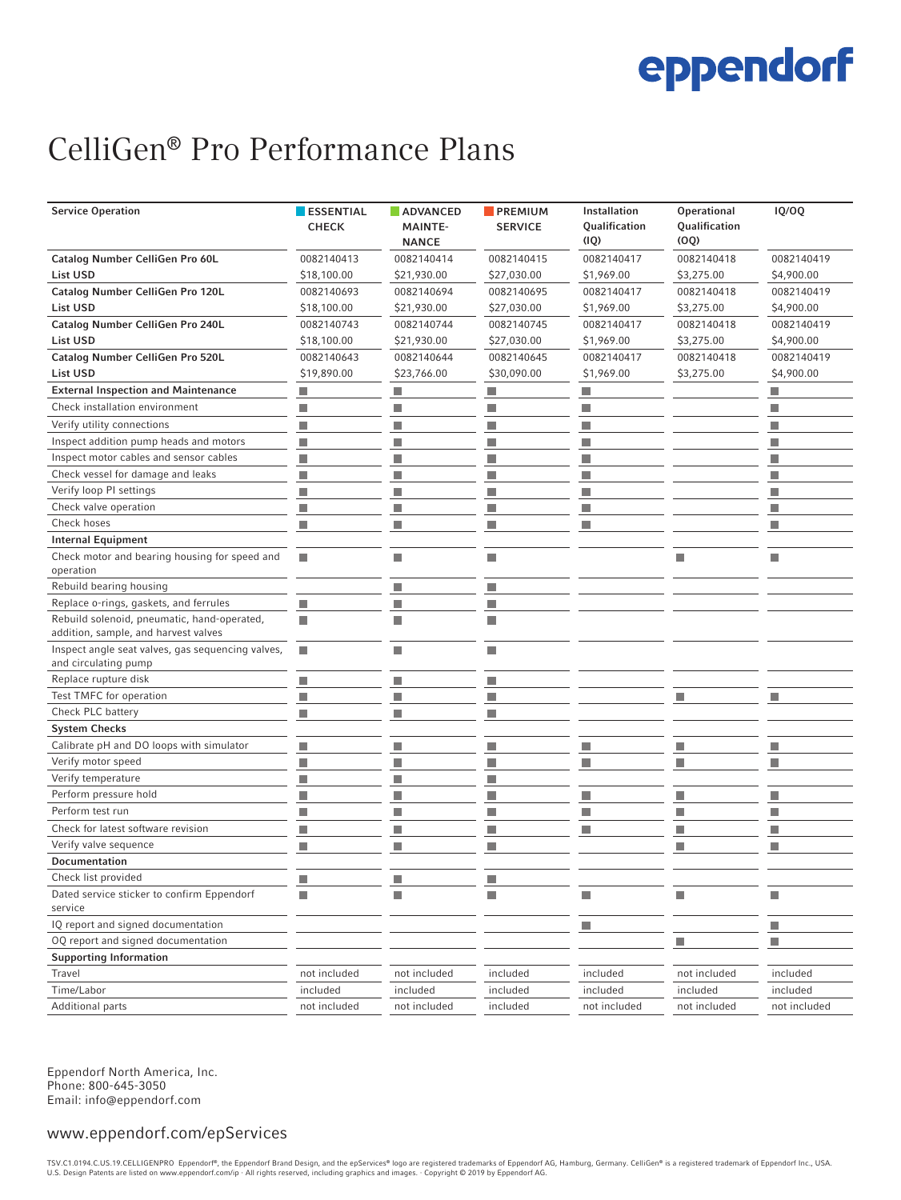# CelliGen® Pro Performance Plans

| Service Operation | ESSENTIAL CHECK | ADVANCED MAINTE-NANCE | PREMIUM SERVICE | Installation Qualification (IQ) | Operational Qualification (OQ) | IQ/OQ |
|---|---|---|---|---|---|---|
| **Catalog Number CelliGen Pro 60L** | 0082140413 | 0082140414 | 0082140415 | 0082140417 | 0082140418 | 0082140419 |
| **List USD** | $18,100.00 | $21,930.00 | $27,030.00 | $1,969.00 | $3,275.00 | $4,900.00 |
| **Catalog Number CelliGen Pro 120L** | 0082140693 | 0082140694 | 0082140695 | 0082140417 | 0082140418 | 0082140419 |
| **List USD** | $18,100.00 | $21,930.00 | $27,030.00 | $1,969.00 | $3,275.00 | $4,900.00 |
| **Catalog Number CelliGen Pro 240L** | 0082140743 | 0082140744 | 0082140745 | 0082140417 | 0082140418 | 0082140419 |
| **List USD** | $18,100.00 | $21,930.00 | $27,030.00 | $1,969.00 | $3,275.00 | $4,900.00 |
| **Catalog Number CelliGen Pro 520L** | 0082140643 | 0082140644 | 0082140645 | 0082140417 | 0082140418 | 0082140419 |
| **List USD** | $19,890.00 | $23,766.00 | $30,090.00 | $1,969.00 | $3,275.00 | $4,900.00 |
| **External Inspection and Maintenance** | ■ | ■ | ■ | ■ | | ■ |
| Check installation environment | ■ | ■ | ■ | ■ | | ■ |
| Verify utility connections | ■ | ■ | ■ | ■ | | ■ |
| Inspect addition pump heads and motors | ■ | ■ | ■ | ■ | | ■ |
| Inspect motor cables and sensor cables | ■ | ■ | ■ | ■ | | ■ |
| Check vessel for damage and leaks | ■ | ■ | ■ | ■ | | ■ |
| Verify loop PI settings | ■ | ■ | ■ | ■ | | ■ |
| Check valve operation | ■ | ■ | ■ | ■ | | ■ |
| Check hoses | ■ | ■ | ■ | ■ | | ■ |
| **Internal Equipment** | | | | | | |
| Check motor and bearing housing for speed and operation | ■ | ■ | ■ | | ■ | ■ |
| Rebuild bearing housing | | ■ | ■ | | | |
| Replace o-rings, gaskets, and ferrules | ■ | ■ | ■ | | | |
| Rebuild solenoid, pneumatic, hand-operated, addition, sample, and harvest valves | ■ | ■ | ■ | | | |
| Inspect angle seat valves, gas sequencing valves, and circulating pump | ■ | ■ | ■ | | | |
| Replace rupture disk | ■ | ■ | ■ | | | |
| Test TMFC for operation | ■ | ■ | ■ | | ■ | ■ |
| Check PLC battery | ■ | ■ | ■ | | | |
| **System Checks** | | | | | | |
| Calibrate pH and DO loops with simulator | ■ | ■ | ■ | ■ | ■ | ■ |
| Verify motor speed | ■ | ■ | ■ | ■ | ■ | ■ |
| Verify temperature | ■ | ■ | ■ | | | |
| Perform pressure hold | ■ | ■ | ■ | ■ | ■ | ■ |
| Perform test run | ■ | ■ | ■ | ■ | ■ | ■ |
| Check for latest software revision | ■ | ■ | ■ | ■ | ■ | ■ |
| Verify valve sequence | ■ | ■ | ■ | | ■ | ■ |
| **Documentation** | | | | | | |
| Check list provided | ■ | ■ | ■ | | | |
| Dated service sticker to confirm Eppendorf service | ■ | ■ | ■ | ■ | ■ | ■ |
| IQ report and signed documentation | | | | ■ | | ■ |
| OQ report and signed documentation | | | | | ■ | ■ |
| **Supporting Information** | | | | | | |
| Travel | not included | not included | included | included | not included | included |
| Time/Labor | included | included | included | included | included | included |
| Additional parts | not included | not included | included | not included | not included | not included |

Eppendorf North America, Inc.
Phone: 800-645-3050
Email: info@eppendorf.com

## www.eppendorf.com/epServices

TSV.C1.0194.C.US.19.CELLIGENPRO Eppendorf®, the Eppendorf Brand Design, and the epServices® logo are registered trademarks of Eppendorf AG, Hamburg, Germany. CelliGen® is a registered trademark of Eppendorf Inc., USA. U.S. Design Patents are listed on www.eppendorf.com/ip · All rights reserved, including graphics and images. · Copyright © 2019 by Eppendorf AG.